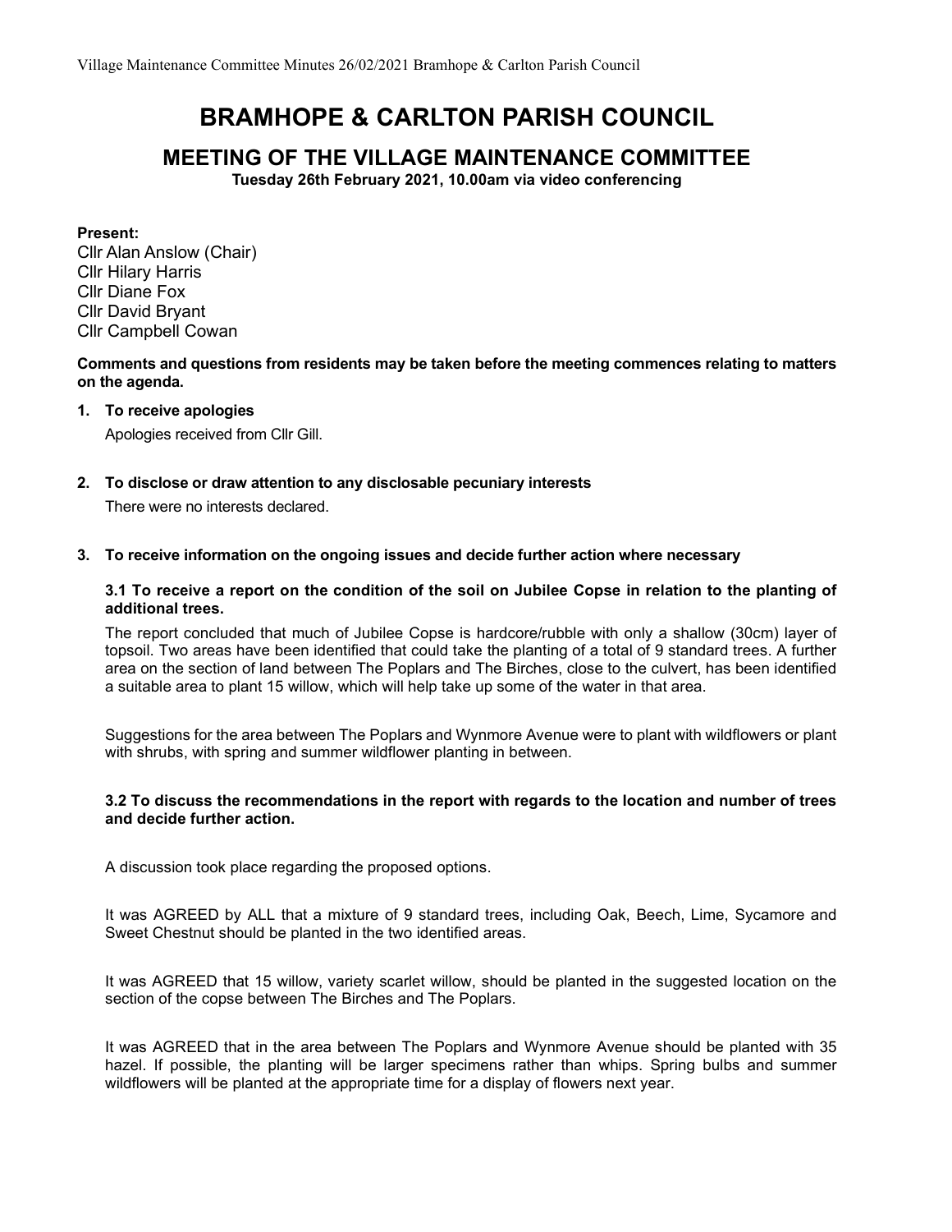# BRAMHOPE & CARLTON PARISH COUNCIL

## MEETING OF THE VILLAGE MAINTENANCE COMMITTEE

**Tuesday 26th February 2021, 10.00am via video conferencing**

**Present:**
Cllr Alan Anslow (Chair)
Cllr Hilary Harris
Cllr Diane Fox
Cllr David Bryant
Cllr Campbell Cowan

**Comments and questions from residents may be taken before the meeting commences relating to matters on the agenda.**

1. **To receive apologies**

   Apologies received from Cllr Gill.

2. **To disclose or draw attention to any disclosable pecuniary interests**

   There were no interests declared.

3. **To receive information on the ongoing issues and decide further action where necessary**

   **3.1 To receive a report on the condition of the soil on Jubilee Copse in relation to the planting of additional trees.**

   The report concluded that much of Jubilee Copse is hardcore/rubble with only a shallow (30cm) layer of topsoil. Two areas have been identified that could take the planting of a total of 9 standard trees. A further area on the section of land between The Poplars and The Birches, close to the culvert, has been identified a suitable area to plant 15 willow, which will help take up some of the water in that area.

   Suggestions for the area between The Poplars and Wynmore Avenue were to plant with wildflowers or plant with shrubs, with spring and summer wildflower planting in between.

   **3.2 To discuss the recommendations in the report with regards to the location and number of trees and decide further action.**

   A discussion took place regarding the proposed options.

   It was AGREED by ALL that a mixture of 9 standard trees, including Oak, Beech, Lime, Sycamore and Sweet Chestnut should be planted in the two identified areas.

   It was AGREED that 15 willow, variety scarlet willow, should be planted in the suggested location on the section of the copse between The Birches and The Poplars.

   It was AGREED that in the area between The Poplars and Wynmore Avenue should be planted with 35 hazel. If possible, the planting will be larger specimens rather than whips. Spring bulbs and summer wildflowers will be planted at the appropriate time for a display of flowers next year.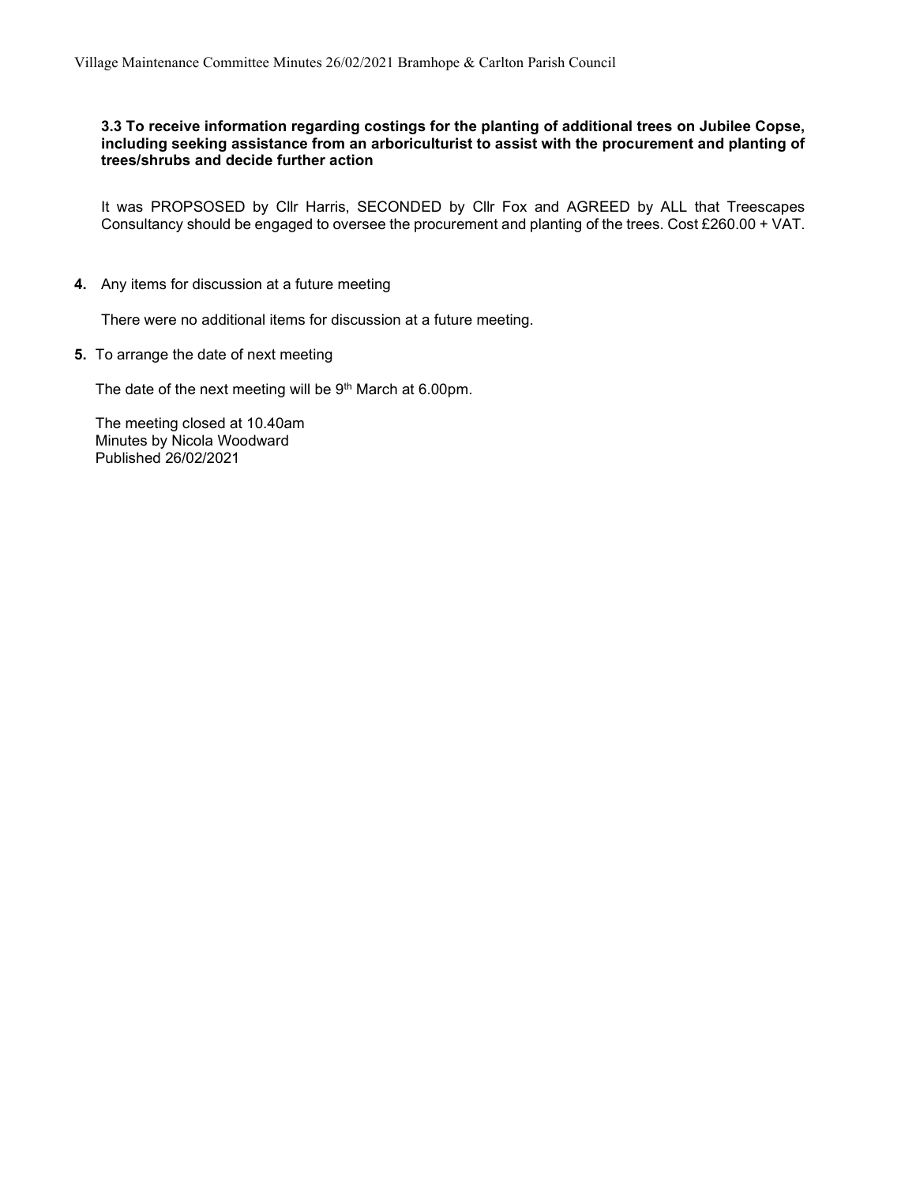**3.3 To receive information regarding costings for the planting of additional trees on Jubilee Copse, including seeking assistance from an arboriculturist to assist with the procurement and planting of trees/shrubs and decide further action**

It was PROPSOSED by Cllr Harris, SECONDED by Cllr Fox and AGREED by ALL that Treescapes Consultancy should be engaged to oversee the procurement and planting of the trees. Cost £260.00 + VAT.

**4.** Any items for discussion at a future meeting

There were no additional items for discussion at a future meeting.

**5.** To arrange the date of next meeting

The date of the next meeting will be 9th March at 6.00pm.

The meeting closed at 10.40am
Minutes by Nicola Woodward
Published 26/02/2021